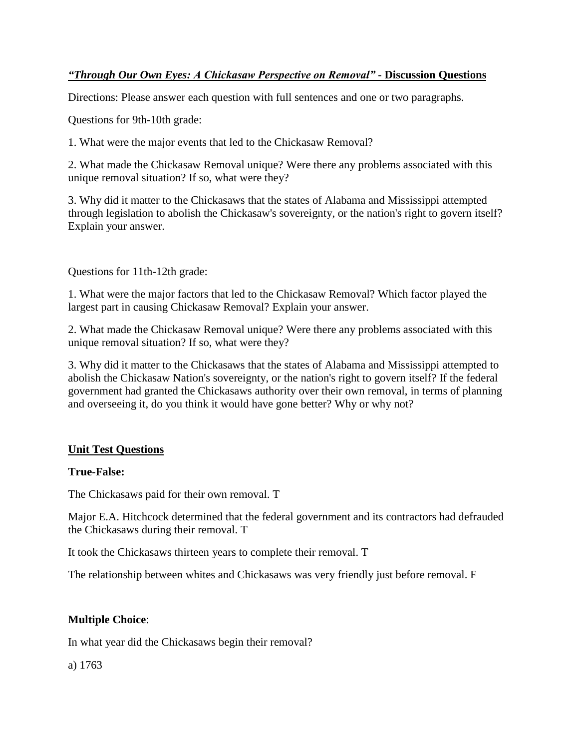***"Through Our Own Eyes: A Chickasaw Perspective on Removal"*** **- Discussion Questions**

Directions: Please answer each question with full sentences and one or two paragraphs.

Questions for 9th-10th grade:

1. What were the major events that led to the Chickasaw Removal?

2. What made the Chickasaw Removal unique? Were there any problems associated with this unique removal situation? If so, what were they?

3. Why did it matter to the Chickasaws that the states of Alabama and Mississippi attempted through legislation to abolish the Chickasaw's sovereignty, or the nation's right to govern itself? Explain your answer.

Questions for 11th-12th grade:

1. What were the major factors that led to the Chickasaw Removal? Which factor played the largest part in causing Chickasaw Removal? Explain your answer.

2. What made the Chickasaw Removal unique? Were there any problems associated with this unique removal situation? If so, what were they?

3. Why did it matter to the Chickasaws that the states of Alabama and Mississippi attempted to abolish the Chickasaw Nation's sovereignty, or the nation's right to govern itself? If the federal government had granted the Chickasaws authority over their own removal, in terms of planning and overseeing it, do you think it would have gone better? Why or why not?

## Unit Test Questions

**True-False:**

The Chickasaws paid for their own removal. T

Major E.A. Hitchcock determined that the federal government and its contractors had defrauded the Chickasaws during their removal. T

It took the Chickasaws thirteen years to complete their removal. T

The relationship between whites and Chickasaws was very friendly just before removal. F

**Multiple Choice**:

In what year did the Chickasaws begin their removal?

a) 1763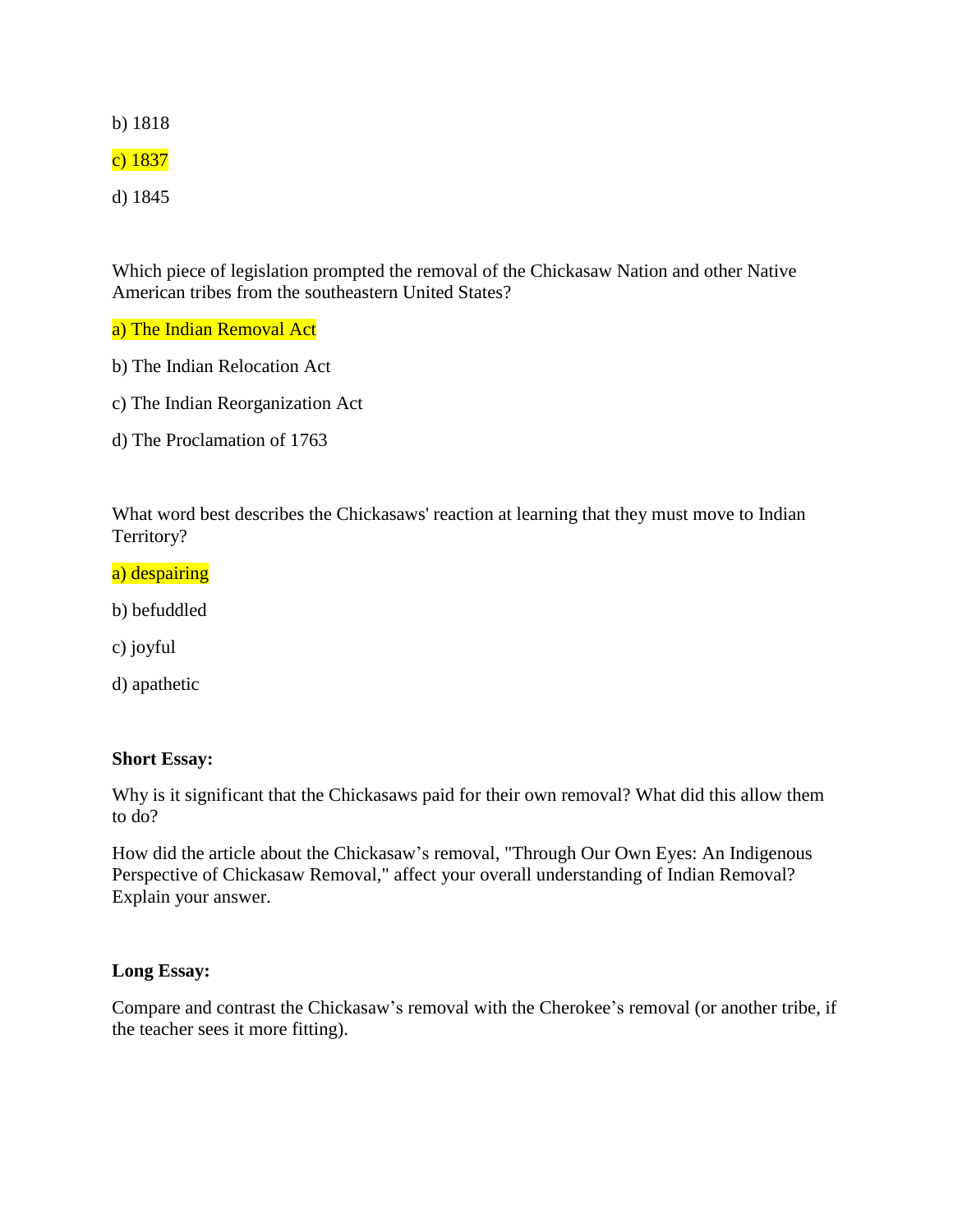b) 1818

c) 1837

d) 1845

Which piece of legislation prompted the removal of the Chickasaw Nation and other Native American tribes from the southeastern United States?

a) The Indian Removal Act

b) The Indian Relocation Act

c) The Indian Reorganization Act

d) The Proclamation of 1763

What word best describes the Chickasaws' reaction at learning that they must move to Indian Territory?

a) despairing

b) befuddled

c) joyful

d) apathetic

**Short Essay:**

Why is it significant that the Chickasaws paid for their own removal? What did this allow them to do?

How did the article about the Chickasaw's removal, "Through Our Own Eyes: An Indigenous Perspective of Chickasaw Removal," affect your overall understanding of Indian Removal? Explain your answer.

**Long Essay:**

Compare and contrast the Chickasaw's removal with the Cherokee's removal (or another tribe, if the teacher sees it more fitting).